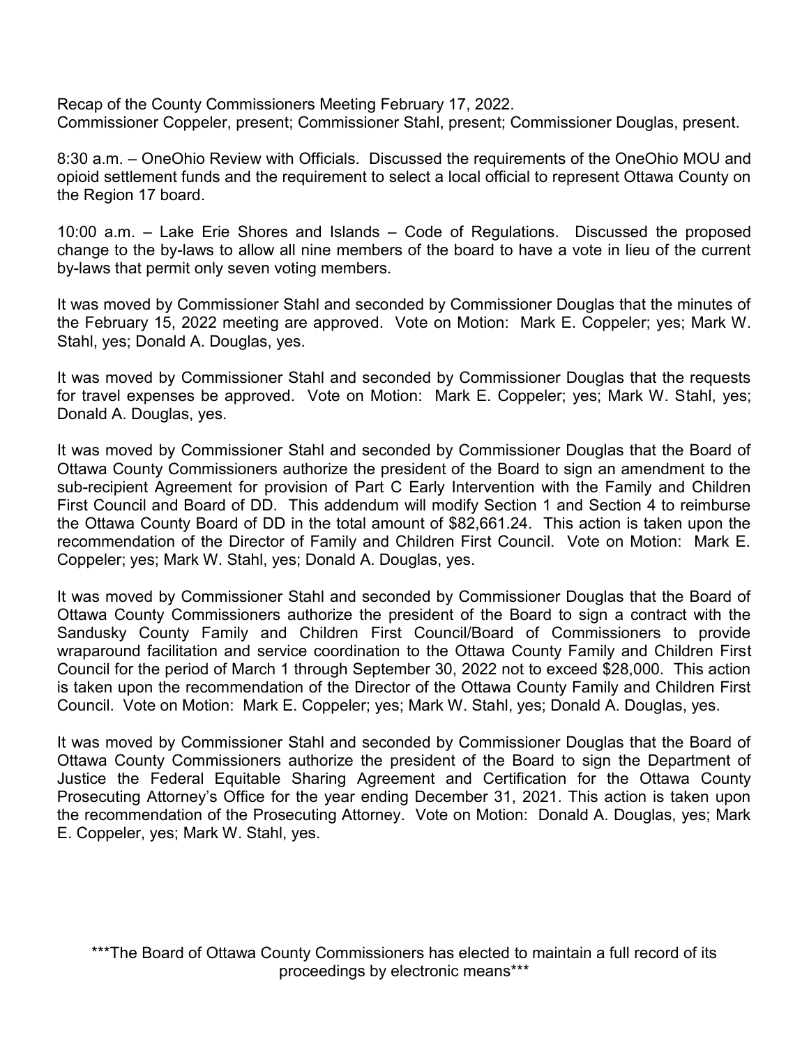Recap of the County Commissioners Meeting February 17, 2022.
Commissioner Coppeler, present; Commissioner Stahl, present; Commissioner Douglas, present.

8:30 a.m. – OneOhio Review with Officials. Discussed the requirements of the OneOhio MOU and opioid settlement funds and the requirement to select a local official to represent Ottawa County on the Region 17 board.

10:00 a.m. – Lake Erie Shores and Islands – Code of Regulations. Discussed the proposed change to the by-laws to allow all nine members of the board to have a vote in lieu of the current by-laws that permit only seven voting members.

It was moved by Commissioner Stahl and seconded by Commissioner Douglas that the minutes of the February 15, 2022 meeting are approved. Vote on Motion: Mark E. Coppeler; yes; Mark W. Stahl, yes; Donald A. Douglas, yes.

It was moved by Commissioner Stahl and seconded by Commissioner Douglas that the requests for travel expenses be approved. Vote on Motion: Mark E. Coppeler; yes; Mark W. Stahl, yes; Donald A. Douglas, yes.

It was moved by Commissioner Stahl and seconded by Commissioner Douglas that the Board of Ottawa County Commissioners authorize the president of the Board to sign an amendment to the sub-recipient Agreement for provision of Part C Early Intervention with the Family and Children First Council and Board of DD. This addendum will modify Section 1 and Section 4 to reimburse the Ottawa County Board of DD in the total amount of $82,661.24. This action is taken upon the recommendation of the Director of Family and Children First Council. Vote on Motion: Mark E. Coppeler; yes; Mark W. Stahl, yes; Donald A. Douglas, yes.

It was moved by Commissioner Stahl and seconded by Commissioner Douglas that the Board of Ottawa County Commissioners authorize the president of the Board to sign a contract with the Sandusky County Family and Children First Council/Board of Commissioners to provide wraparound facilitation and service coordination to the Ottawa County Family and Children First Council for the period of March 1 through September 30, 2022 not to exceed $28,000. This action is taken upon the recommendation of the Director of the Ottawa County Family and Children First Council. Vote on Motion: Mark E. Coppeler; yes; Mark W. Stahl, yes; Donald A. Douglas, yes.

It was moved by Commissioner Stahl and seconded by Commissioner Douglas that the Board of Ottawa County Commissioners authorize the president of the Board to sign the Department of Justice the Federal Equitable Sharing Agreement and Certification for the Ottawa County Prosecuting Attorney's Office for the year ending December 31, 2021. This action is taken upon the recommendation of the Prosecuting Attorney. Vote on Motion: Donald A. Douglas, yes; Mark E. Coppeler, yes; Mark W. Stahl, yes.

***The Board of Ottawa County Commissioners has elected to maintain a full record of its proceedings by electronic means***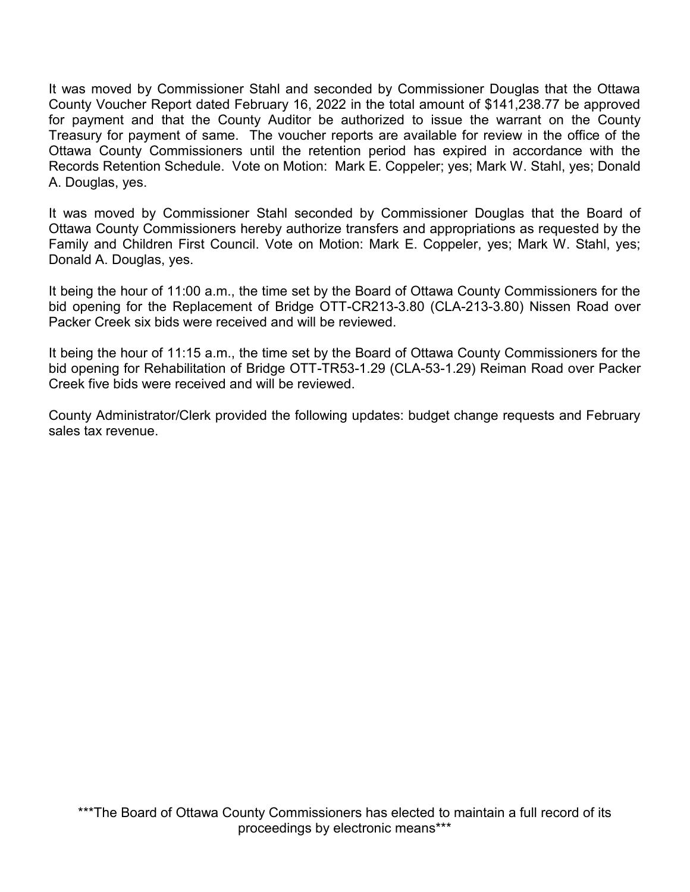It was moved by Commissioner Stahl and seconded by Commissioner Douglas that the Ottawa County Voucher Report dated February 16, 2022 in the total amount of $141,238.77 be approved for payment and that the County Auditor be authorized to issue the warrant on the County Treasury for payment of same. The voucher reports are available for review in the office of the Ottawa County Commissioners until the retention period has expired in accordance with the Records Retention Schedule. Vote on Motion: Mark E. Coppeler; yes; Mark W. Stahl, yes; Donald A. Douglas, yes.

It was moved by Commissioner Stahl seconded by Commissioner Douglas that the Board of Ottawa County Commissioners hereby authorize transfers and appropriations as requested by the Family and Children First Council. Vote on Motion: Mark E. Coppeler, yes; Mark W. Stahl, yes; Donald A. Douglas, yes.

It being the hour of 11:00 a.m., the time set by the Board of Ottawa County Commissioners for the bid opening for the Replacement of Bridge OTT-CR213-3.80 (CLA-213-3.80) Nissen Road over Packer Creek six bids were received and will be reviewed.

It being the hour of 11:15 a.m., the time set by the Board of Ottawa County Commissioners for the bid opening for Rehabilitation of Bridge OTT-TR53-1.29 (CLA-53-1.29) Reiman Road over Packer Creek five bids were received and will be reviewed.

County Administrator/Clerk provided the following updates: budget change requests and February sales tax revenue.

***The Board of Ottawa County Commissioners has elected to maintain a full record of its proceedings by electronic means***